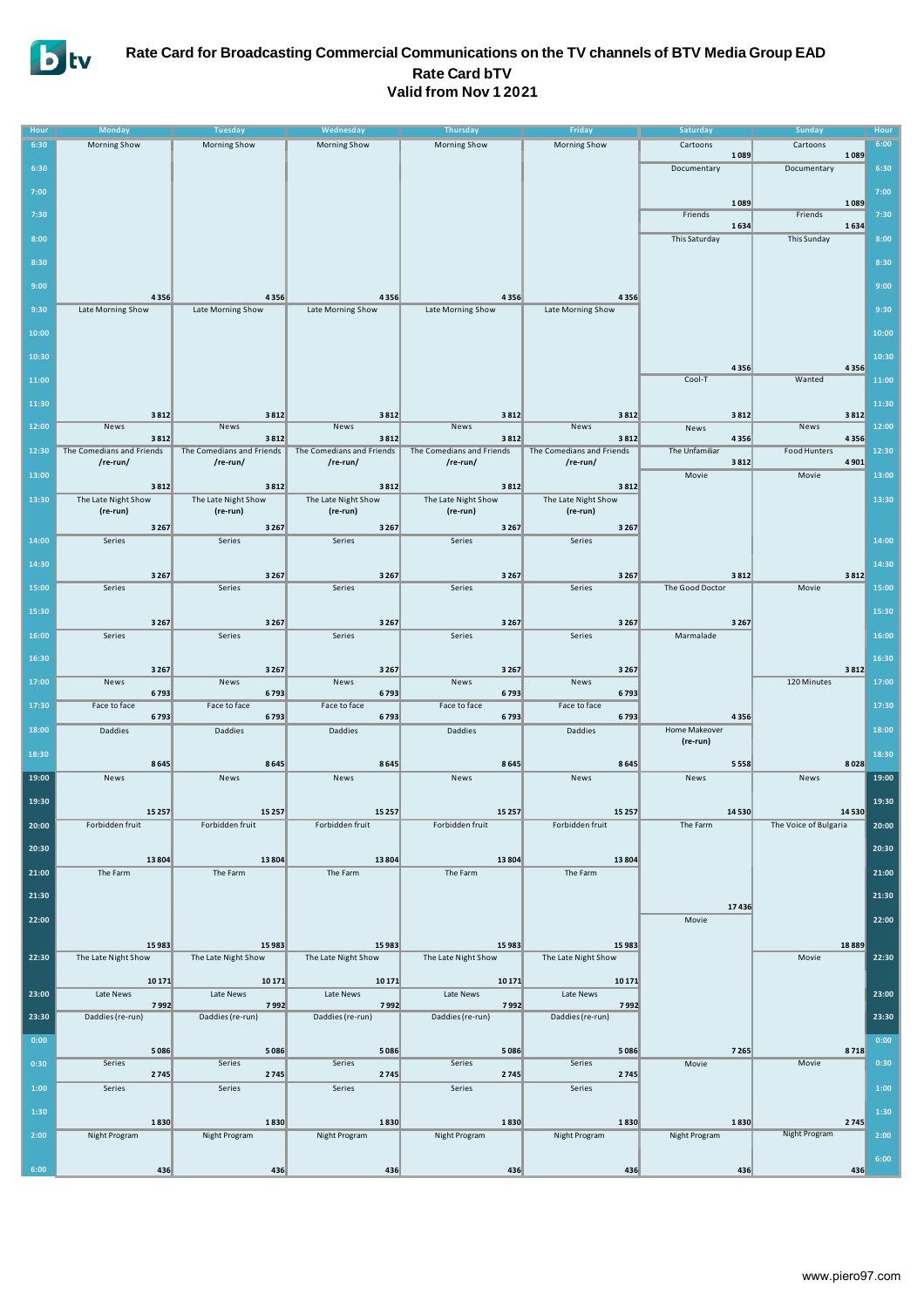# Rate Card for Broadcasting Commercial Communications on the TV channels of BTV Media Group EAD

## Rate Card bTV

## Valid from Nov 1 2021

| Hour | Monday | Tuesday | Wednesday | Thursday | Friday | Saturday | Sunday | Hour |
|---|---|---|---|---|---|---|---|---|
| 6:30 | Morning Show | Morning Show | Morning Show | Morning Show | Morning Show | Cartoons 1 089 | Cartoons 1 089 | 6:00 |
| 6:30 | | | | | | Documentary | Documentary | 6:30 |
| 7:00 | | | | | | 1 089 | 1 089 | 7:00 |
| 7:30 | | | | | | Friends 1 634 | Friends 1 634 | 7:30 |
| 8:00 | | | | | | This Saturday | This Sunday | 8:00 |
| 8:30 | | | | | | | | 8:30 |
| 9:00 | 4 356 | 4 356 | 4 356 | 4 356 | 4 356 | | | 9:00 |
| 9:30 | Late Morning Show | Late Morning Show | Late Morning Show | Late Morning Show | Late Morning Show | | | 9:30 |
| 10:00 | | | | | | | | 10:00 |
| 10:30 | | | | | | 4 356 | 4 356 | 10:30 |
| 11:00 | | | | | | Cool-T | Wanted | 11:00 |
| 11:30 | 3 812 | 3 812 | 3 812 | 3 812 | 3 812 | 3 812 | 3 812 | 11:30 |
| 12:00 | News 3 812 | News 3 812 | News 3 812 | News 3 812 | News 3 812 | News 4 356 | News 4 356 | 12:00 |
| 12:30 | The Comedians and Friends /re-run/ | The Comedians and Friends /re-run/ | The Comedians and Friends /re-run/ | The Comedians and Friends /re-run/ | The Comedians and Friends /re-run/ | The Unfamiliar 3 812 | Food Hunters 4 901 | 12:30 |
| 13:00 | 3 812 | 3 812 | 3 812 | 3 812 | 3 812 | Movie | Movie | 13:00 |
| 13:30 | The Late Night Show (re-run) 3 267 | The Late Night Show (re-run) 3 267 | The Late Night Show (re-run) 3 267 | The Late Night Show (re-run) 3 267 | The Late Night Show (re-run) 3 267 | | | 13:30 |
| 14:00 | Series | Series | Series | Series | Series | | | 14:00 |
| 14:30 | 3 267 | 3 267 | 3 267 | 3 267 | 3 267 | 3 812 | 3 812 | 14:30 |
| 15:00 | Series | Series | Series | Series | Series | The Good Doctor | Movie | 15:00 |
| 15:30 | 3 267 | 3 267 | 3 267 | 3 267 | 3 267 | 3 267 | | 15:30 |
| 16:00 | Series | Series | Series | Series | Series | Marmalade | | 16:00 |
| 16:30 | 3 267 | 3 267 | 3 267 | 3 267 | 3 267 | | 3 812 | 16:30 |
| 17:00 | News 6 793 | News 6 793 | News 6 793 | News 6 793 | News 6 793 | | 120 Minutes | 17:00 |
| 17:30 | Face to face 6 793 | Face to face 6 793 | Face to face 6 793 | Face to face 6 793 | Face to face 6 793 | 4 356 | | 17:30 |
| 18:00 | Daddies | Daddies | Daddies | Daddies | Daddies | Home Makeover (re-run) | | 18:00 |
| 18:30 | 8 645 | 8 645 | 8 645 | 8 645 | 8 645 | 5 558 | 8 028 | 18:30 |
| 19:00 | News | News | News | News | News | News | News | 19:00 |
| 19:30 | 15 257 | 15 257 | 15 257 | 15 257 | 15 257 | 14 530 | 14 530 | 19:30 |
| 20:00 | Forbidden fruit | Forbidden fruit | Forbidden fruit | Forbidden fruit | Forbidden fruit | The Farm | The Voice of Bulgaria | 20:00 |
| 20:30 | 13 804 | 13 804 | 13 804 | 13 804 | 13 804 | | | 20:30 |
| 21:00 | The Farm | The Farm | The Farm | The Farm | The Farm | | | 21:00 |
| 21:30 | | | | | | 17 436 | | 21:30 |
| 22:00 | 15 983 | 15 983 | 15 983 | 15 983 | 15 983 | Movie | 18 889 | 22:00 |
| 22:30 | The Late Night Show 10 171 | The Late Night Show 10 171 | The Late Night Show 10 171 | The Late Night Show 10 171 | The Late Night Show 10 171 | | Movie | 22:30 |
| 23:00 | Late News 7 992 | Late News 7 992 | Late News 7 992 | Late News 7 992 | Late News 7 992 | | | 23:00 |
| 23:30 | Daddies (re-run) | Daddies (re-run) | Daddies (re-run) | Daddies (re-run) | Daddies (re-run) | | | 23:30 |
| 0:00 | 5 086 | 5 086 | 5 086 | 5 086 | 5 086 | 7 265 | 8 718 | 0:00 |
| 0:30 | Series 2 745 | Series 2 745 | Series 2 745 | Series 2 745 | Series 2 745 | Movie | Movie | 0:30 |
| 1:00 | Series | Series | Series | Series | Series | | | 1:00 |
| 1:30 | 1 830 | 1 830 | 1 830 | 1 830 | 1 830 | 1 830 | 2 745 | 1:30 |
| 2:00 | Night Program | Night Program | Night Program | Night Program | Night Program | Night Program | Night Program | 2:00 |
| 6:00 | 436 | 436 | 436 | 436 | 436 | 436 | 436 | 6:00 |

www.piero97.com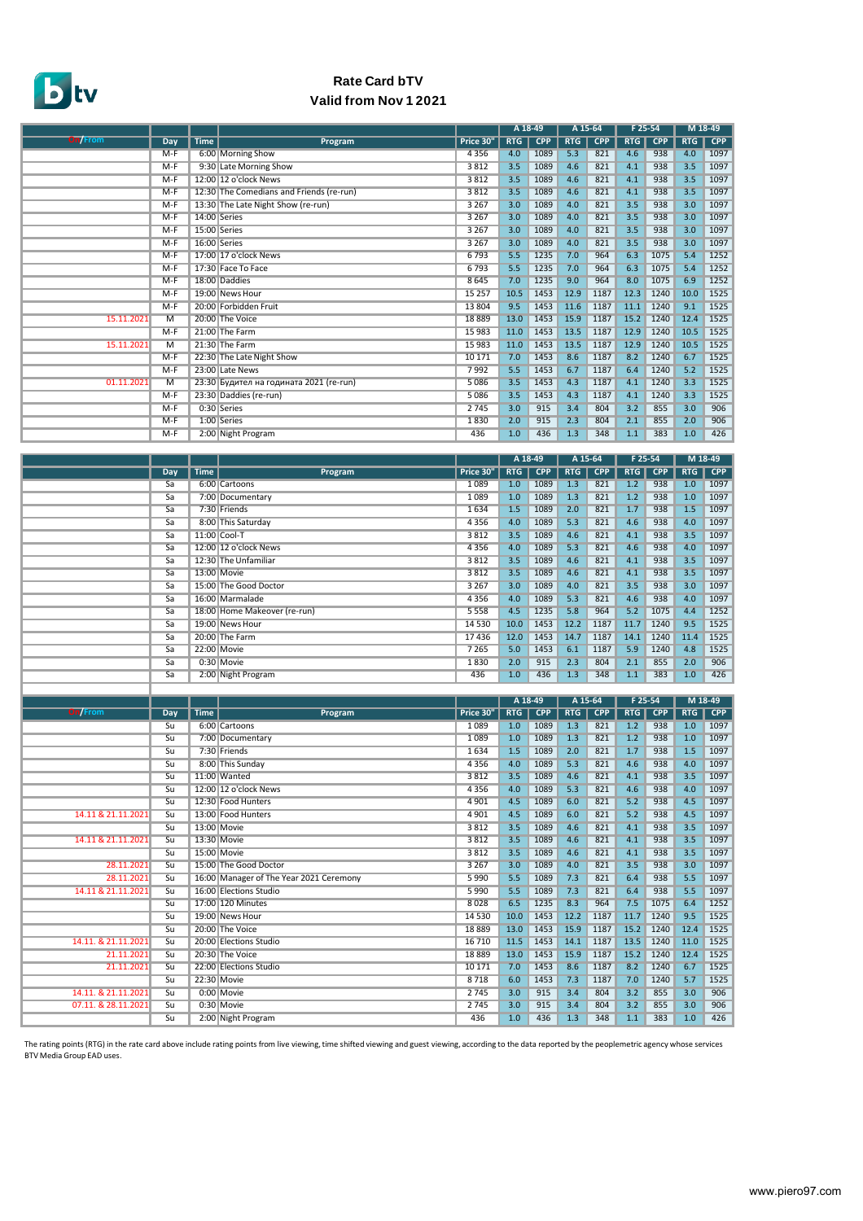# Rate Card bTV
## Valid from Nov 1 2021

| On/From | Day | Time | Program | Price 30" | A 18-49 RTG | A 18-49 CPP | A 15-64 RTG | A 15-64 CPP | F 25-54 RTG | F 25-54 CPP | M 18-49 RTG | M 18-49 CPP |
|---|---|---|---|---|---|---|---|---|---|---|---|---|
| | M-F | 6:00 | Morning Show | 4 356 | 4.0 | 1089 | 5.3 | 821 | 4.6 | 938 | 4.0 | 1097 |
| | M-F | 9:30 | Late Morning Show | 3 812 | 3.5 | 1089 | 4.6 | 821 | 4.1 | 938 | 3.5 | 1097 |
| | M-F | 12:00 | 12 o'clock News | 3 812 | 3.5 | 1089 | 4.6 | 821 | 4.1 | 938 | 3.5 | 1097 |
| | M-F | 12:30 | The Comedians and Friends (re-run) | 3 812 | 3.5 | 1089 | 4.6 | 821 | 4.1 | 938 | 3.5 | 1097 |
| | M-F | 13:30 | The Late Night Show (re-run) | 3 267 | 3.0 | 1089 | 4.0 | 821 | 3.5 | 938 | 3.0 | 1097 |
| | M-F | 14:00 | Series | 3 267 | 3.0 | 1089 | 4.0 | 821 | 3.5 | 938 | 3.0 | 1097 |
| | M-F | 15:00 | Series | 3 267 | 3.0 | 1089 | 4.0 | 821 | 3.5 | 938 | 3.0 | 1097 |
| | M-F | 16:00 | Series | 3 267 | 3.0 | 1089 | 4.0 | 821 | 3.5 | 938 | 3.0 | 1097 |
| | M-F | 17:00 | 17 o'clock News | 6 793 | 5.5 | 1235 | 7.0 | 964 | 6.3 | 1075 | 5.4 | 1252 |
| | M-F | 17:30 | Face To Face | 6 793 | 5.5 | 1235 | 7.0 | 964 | 6.3 | 1075 | 5.4 | 1252 |
| | M-F | 18:00 | Daddies | 8 645 | 7.0 | 1235 | 9.0 | 964 | 8.0 | 1075 | 6.9 | 1252 |
| | M-F | 19:00 | News Hour | 15 257 | 10.5 | 1453 | 12.9 | 1187 | 12.3 | 1240 | 10.0 | 1525 |
| | M-F | 20:00 | Forbidden Fruit | 13 804 | 9.5 | 1453 | 11.6 | 1187 | 11.1 | 1240 | 9.1 | 1525 |
| 15.11.2021 | M | 20:00 | The Voice | 18 889 | 13.0 | 1453 | 15.9 | 1187 | 15.2 | 1240 | 12.4 | 1525 |
| | M-F | 21:00 | The Farm | 15 983 | 11.0 | 1453 | 13.5 | 1187 | 12.9 | 1240 | 10.5 | 1525 |
| 15.11.2021 | M | 21:30 | The Farm | 15 983 | 11.0 | 1453 | 13.5 | 1187 | 12.9 | 1240 | 10.5 | 1525 |
| | M-F | 22:30 | The Late Night Show | 10 171 | 7.0 | 1453 | 8.6 | 1187 | 8.2 | 1240 | 6.7 | 1525 |
| | M-F | 23:00 | Late News | 7 992 | 5.5 | 1453 | 6.7 | 1187 | 6.4 | 1240 | 5.2 | 1525 |
| 01.11.2021 | M | 23:30 | Будител на годината 2021 (re-run) | 5 086 | 3.5 | 1453 | 4.3 | 1187 | 4.1 | 1240 | 3.3 | 1525 |
| | M-F | 23:30 | Daddies (re-run) | 5 086 | 3.5 | 1453 | 4.3 | 1187 | 4.1 | 1240 | 3.3 | 1525 |
| | M-F | 0:30 | Series | 2 745 | 3.0 | 915 | 3.4 | 804 | 3.2 | 855 | 3.0 | 906 |
| | M-F | 1:00 | Series | 1 830 | 2.0 | 915 | 2.3 | 804 | 2.1 | 855 | 2.0 | 906 |
| | M-F | 2:00 | Night Program | 436 | 1.0 | 436 | 1.3 | 348 | 1.1 | 383 | 1.0 | 426 |

| | Day | Time | Program | Price 30" | A 18-49 RTG | A 18-49 CPP | A 15-64 RTG | A 15-64 CPP | F 25-54 RTG | F 25-54 CPP | M 18-49 RTG | M 18-49 CPP |
|---|---|---|---|---|---|---|---|---|---|---|---|---|
| | Sa | 6:00 | Cartoons | 1 089 | 1.0 | 1089 | 1.3 | 821 | 1.2 | 938 | 1.0 | 1097 |
| | Sa | 7:00 | Documentary | 1 089 | 1.0 | 1089 | 1.3 | 821 | 1.2 | 938 | 1.0 | 1097 |
| | Sa | 7:30 | Friends | 1 634 | 1.5 | 1089 | 2.0 | 821 | 1.7 | 938 | 1.5 | 1097 |
| | Sa | 8:00 | This Saturday | 4 356 | 4.0 | 1089 | 5.3 | 821 | 4.6 | 938 | 4.0 | 1097 |
| | Sa | 11:00 | Cool-T | 3 812 | 3.5 | 1089 | 4.6 | 821 | 4.1 | 938 | 3.5 | 1097 |
| | Sa | 12:00 | 12 o'clock News | 4 356 | 4.0 | 1089 | 5.3 | 821 | 4.6 | 938 | 4.0 | 1097 |
| | Sa | 12:30 | The Unfamiliar | 3 812 | 3.5 | 1089 | 4.6 | 821 | 4.1 | 938 | 3.5 | 1097 |
| | Sa | 13:00 | Movie | 3 812 | 3.5 | 1089 | 4.6 | 821 | 4.1 | 938 | 3.5 | 1097 |
| | Sa | 15:00 | The Good Doctor | 3 267 | 3.0 | 1089 | 4.0 | 821 | 3.5 | 938 | 3.0 | 1097 |
| | Sa | 16:00 | Marmalade | 4 356 | 4.0 | 1089 | 5.3 | 821 | 4.6 | 938 | 4.0 | 1097 |
| | Sa | 18:00 | Home Makeover (re-run) | 5 558 | 4.5 | 1235 | 5.8 | 964 | 5.2 | 1075 | 4.4 | 1252 |
| | Sa | 19:00 | News Hour | 14 530 | 10.0 | 1453 | 12.2 | 1187 | 11.7 | 1240 | 9.5 | 1525 |
| | Sa | 20:00 | The Farm | 17 436 | 12.0 | 1453 | 14.7 | 1187 | 14.1 | 1240 | 11.4 | 1525 |
| | Sa | 22:00 | Movie | 7 265 | 5.0 | 1453 | 6.1 | 1187 | 5.9 | 1240 | 4.8 | 1525 |
| | Sa | 0:30 | Movie | 1 830 | 2.0 | 915 | 2.3 | 804 | 2.1 | 855 | 2.0 | 906 |
| | Sa | 2:00 | Night Program | 436 | 1.0 | 436 | 1.3 | 348 | 1.1 | 383 | 1.0 | 426 |

| On/From | Day | Time | Program | Price 30" | A 18-49 RTG | A 18-49 CPP | A 15-64 RTG | A 15-64 CPP | F 25-54 RTG | F 25-54 CPP | M 18-49 RTG | M 18-49 CPP |
|---|---|---|---|---|---|---|---|---|---|---|---|---|
| | Su | 6:00 | Cartoons | 1 089 | 1.0 | 1089 | 1.3 | 821 | 1.2 | 938 | 1.0 | 1097 |
| | Su | 7:00 | Documentary | 1 089 | 1.0 | 1089 | 1.3 | 821 | 1.2 | 938 | 1.0 | 1097 |
| | Su | 7:30 | Friends | 1 634 | 1.5 | 1089 | 2.0 | 821 | 1.7 | 938 | 1.5 | 1097 |
| | Su | 8:00 | This Sunday | 4 356 | 4.0 | 1089 | 5.3 | 821 | 4.6 | 938 | 4.0 | 1097 |
| | Su | 11:00 | Wanted | 3 812 | 3.5 | 1089 | 4.6 | 821 | 4.1 | 938 | 3.5 | 1097 |
| | Su | 12:00 | 12 o'clock News | 4 356 | 4.0 | 1089 | 5.3 | 821 | 4.6 | 938 | 4.0 | 1097 |
| | Su | 12:30 | Food Hunters | 4 901 | 4.5 | 1089 | 6.0 | 821 | 5.2 | 938 | 4.5 | 1097 |
| 14.11 & 21.11.2021 | Su | 13:00 | Food Hunters | 4 901 | 4.5 | 1089 | 6.0 | 821 | 5.2 | 938 | 4.5 | 1097 |
| | Su | 13:00 | Movie | 3 812 | 3.5 | 1089 | 4.6 | 821 | 4.1 | 938 | 3.5 | 1097 |
| 14.11 & 21.11.2021 | Su | 13:30 | Movie | 3 812 | 3.5 | 1089 | 4.6 | 821 | 4.1 | 938 | 3.5 | 1097 |
| | Su | 15:00 | Movie | 3 812 | 3.5 | 1089 | 4.6 | 821 | 4.1 | 938 | 3.5 | 1097 |
| 28.11.2021 | Su | 15:00 | The Good Doctor | 3 267 | 3.0 | 1089 | 4.0 | 821 | 3.5 | 938 | 3.0 | 1097 |
| 28.11.2021 | Su | 16:00 | Manager of The Year 2021 Ceremony | 5 990 | 5.5 | 1089 | 7.3 | 821 | 6.4 | 938 | 5.5 | 1097 |
| 14.11 & 21.11.2021 | Su | 16:00 | Elections Studio | 5 990 | 5.5 | 1089 | 7.3 | 821 | 6.4 | 938 | 5.5 | 1097 |
| | Su | 17:00 | 120 Minutes | 8 028 | 6.5 | 1235 | 8.3 | 964 | 7.5 | 1075 | 6.4 | 1252 |
| | Su | 19:00 | News Hour | 14 530 | 10.0 | 1453 | 12.2 | 1187 | 11.7 | 1240 | 9.5 | 1525 |
| | Su | 20:00 | The Voice | 18 889 | 13.0 | 1453 | 15.9 | 1187 | 15.2 | 1240 | 12.4 | 1525 |
| 14.11. & 21.11.2021 | Su | 20:00 | Elections Studio | 16 710 | 11.5 | 1453 | 14.1 | 1187 | 13.5 | 1240 | 11.0 | 1525 |
| 21.11.2021 | Su | 20:30 | The Voice | 18 889 | 13.0 | 1453 | 15.9 | 1187 | 15.2 | 1240 | 12.4 | 1525 |
| 21.11.2021 | Su | 22:00 | Elections Studio | 10 171 | 7.0 | 1453 | 8.6 | 1187 | 8.2 | 1240 | 6.7 | 1525 |
| | Su | 22:30 | Movie | 8 718 | 6.0 | 1453 | 7.3 | 1187 | 7.0 | 1240 | 5.7 | 1525 |
| 14.11. & 21.11.2021 | Su | 0:00 | Movie | 2 745 | 3.0 | 915 | 3.4 | 804 | 3.2 | 855 | 3.0 | 906 |
| 07.11. & 28.11.2021 | Su | 0:30 | Movie | 2 745 | 3.0 | 915 | 3.4 | 804 | 3.2 | 855 | 3.0 | 906 |
| | Su | 2:00 | Night Program | 436 | 1.0 | 436 | 1.3 | 348 | 1.1 | 383 | 1.0 | 426 |

The rating points (RTG) in the rate card above include rating points from live viewing, time shifted viewing and guest viewing, according to the data reported by the peoplemetric agency whose services BTV Media Group EAD uses.

www.piero97.com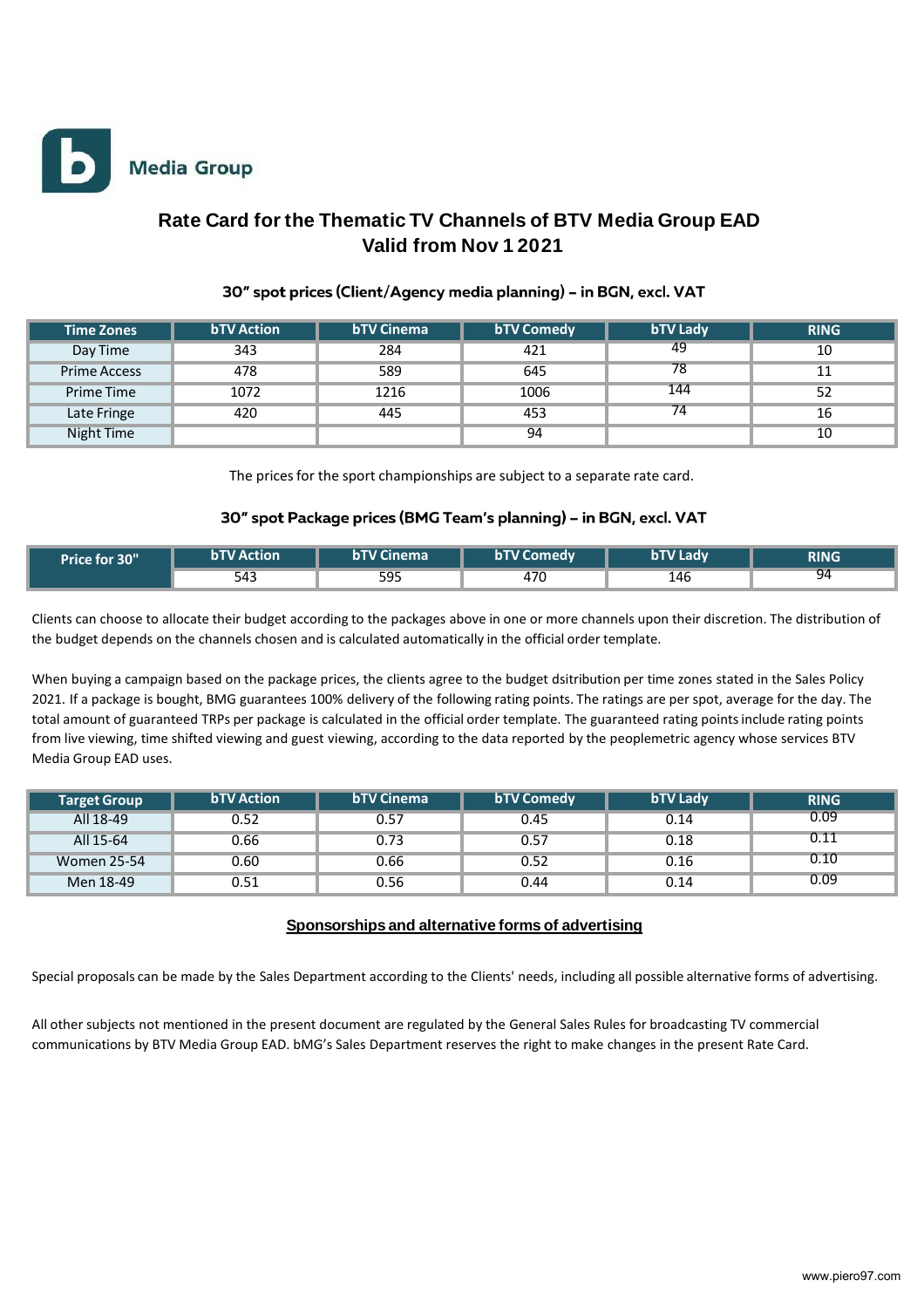**Media Group**

# Rate Card for the Thematic TV Channels of BTV Media Group EAD
# Valid from Nov 1 2021

### 30" spot prices (Client/Agency media planning) – in BGN, excl. VAT

| Time Zones | bTV Action | bTV Cinema | bTV Comedy | bTV Lady | RING |
|---|---|---|---|---|---|
| Day Time | 343 | 284 | 421 | 49 | 10 |
| Prime Access | 478 | 589 | 645 | 78 | 11 |
| Prime Time | 1072 | 1216 | 1006 | 144 | 52 |
| Late Fringe | 420 | 445 | 453 | 74 | 16 |
| Night Time | | | 94 | | 10 |

The prices for the sport championships are subject to a separate rate card.

### 30" spot Package prices (BMG Team's planning) – in BGN, excl. VAT

| Price for 30" | bTV Action | bTV Cinema | bTV Comedy | bTV Lady | RING |
|---|---|---|---|---|---|
| | 543 | 595 | 470 | 146 | 94 |

Clients can choose to allocate their budget according to the packages above in one or more channels upon their discretion. The distribution of the budget depends on the channels chosen and is calculated automatically in the official order template.

When buying a campaign based on the package prices, the clients agree to the budget dsitribution per time zones stated in the Sales Policy 2021. If a package is bought, BMG guarantees 100% delivery of the following rating points. The ratings are per spot, average for the day. The total amount of guaranteed TRPs per package is calculated in the official order template. The guaranteed rating points include rating points from live viewing, time shifted viewing and guest viewing, according to the data reported by the peoplemetric agency whose services BTV Media Group EAD uses.

| Target Group | bTV Action | bTV Cinema | bTV Comedy | bTV Lady | RING |
|---|---|---|---|---|---|
| All 18-49 | 0.52 | 0.57 | 0.45 | 0.14 | 0.09 |
| All 15-64 | 0.66 | 0.73 | 0.57 | 0.18 | 0.11 |
| Women 25-54 | 0.60 | 0.66 | 0.52 | 0.16 | 0.10 |
| Men 18-49 | 0.51 | 0.56 | 0.44 | 0.14 | 0.09 |

### Sponsorships and alternative forms of advertising

Special proposals can be made by the Sales Department according to the Clients' needs, including all possible alternative forms of advertising.

All other subjects not mentioned in the present document are regulated by the General Sales Rules for broadcasting TV commercial communications by BTV Media Group EAD. bMG's Sales Department reserves the right to make changes in the present Rate Card.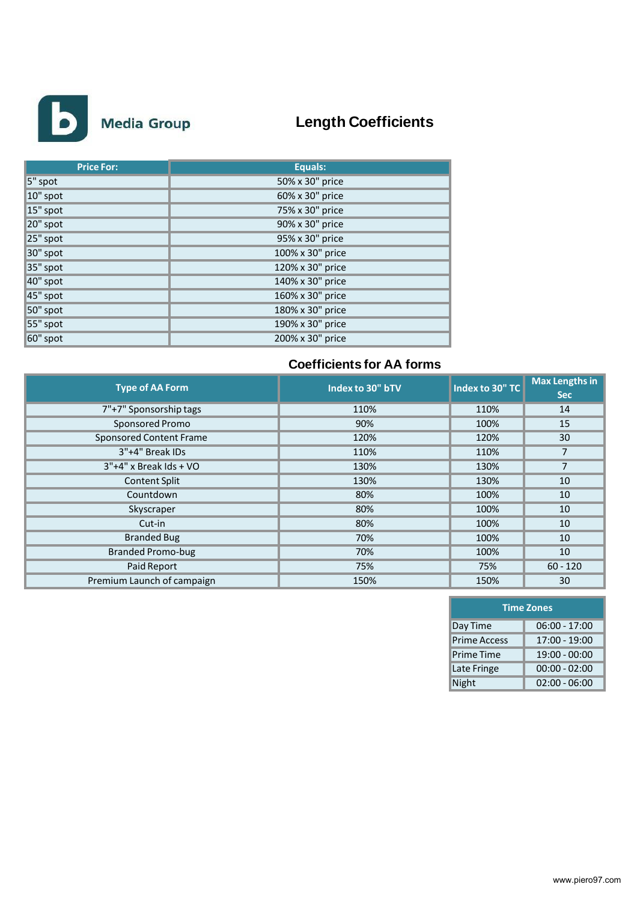Media Group

# Length Coefficients

| Price For: | Equals: |
|---|---|
| 5" spot | 50% x 30" price |
| 10" spot | 60% x 30" price |
| 15" spot | 75% x 30" price |
| 20" spot | 90% x 30" price |
| 25" spot | 95% x 30" price |
| 30" spot | 100% x 30" price |
| 35" spot | 120% x 30" price |
| 40" spot | 140% x 30" price |
| 45" spot | 160% x 30" price |
| 50" spot | 180% x 30" price |
| 55" spot | 190% x 30" price |
| 60" spot | 200% x 30" price |

## Coefficients for AA forms

| Type of AA Form | Index to 30" bTV | Index to 30" TC | Max Lengths in Sec |
|---|---|---|---|
| 7"+7" Sponsorship tags | 110% | 110% | 14 |
| Sponsored Promo | 90% | 100% | 15 |
| Sponsored Content Frame | 120% | 120% | 30 |
| 3"+4" Break IDs | 110% | 110% | 7 |
| 3"+4" x Break Ids + VO | 130% | 130% | 7 |
| Content Split | 130% | 130% | 10 |
| Countdown | 80% | 100% | 10 |
| Skyscraper | 80% | 100% | 10 |
| Cut-in | 80% | 100% | 10 |
| Branded Bug | 70% | 100% | 10 |
| Branded Promo-bug | 70% | 100% | 10 |
| Paid Report | 75% | 75% | 60 - 120 |
| Premium Launch of campaign | 150% | 150% | 30 |

| Time Zones | |
|---|---|
| Day Time | 06:00 - 17:00 |
| Prime Access | 17:00 - 19:00 |
| Prime Time | 19:00 - 00:00 |
| Late Fringe | 00:00 - 02:00 |
| Night | 02:00 - 06:00 |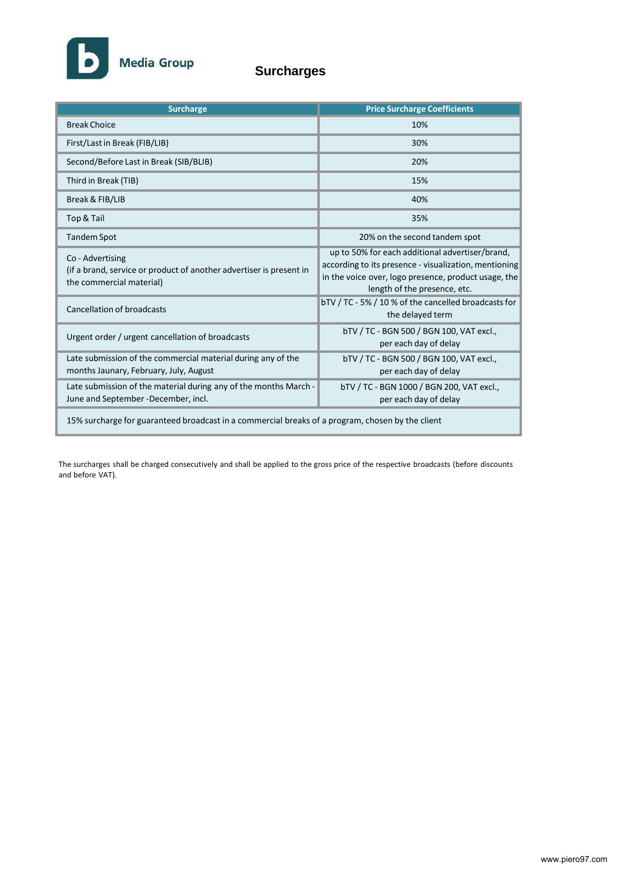Media Group

# Surcharges

| Surcharge | Price Surcharge Coefficients |
|---|---|
| Break Choice | 10% |
| First/Last in Break (FIB/LIB) | 30% |
| Second/Before Last in Break (SIB/BLIB) | 20% |
| Third in Break (TIB) | 15% |
| Break & FIB/LIB | 40% |
| Top & Tail | 35% |
| Tandem Spot | 20% on the second tandem spot |
| Co - Advertising (if a brand, service or product of another advertiser is present in the commercial material) | up to 50% for each additional advertiser/brand, according to its presence - visualization, mentioning in the voice over, logo presence, product usage, the length of the presence, etc. |
| Cancellation of broadcasts | bTV / TC - 5% / 10 % of the cancelled broadcasts for the delayed term |
| Urgent order / urgent cancellation of broadcasts | bTV / TC - BGN 500 / BGN 100, VAT excl., per each day of delay |
| Late submission of the commercial material during any of the months Jaunary, February, July, August | bTV / TC - BGN 500 / BGN 100, VAT excl., per each day of delay |
| Late submission of the material during any of the months March - June and September -December, incl. | bTV / TC - BGN 1000 / BGN 200, VAT excl., per each day of delay |
| 15% surcharge for guaranteed broadcast in a commercial breaks of a program, chosen by the client | |

The surcharges shall be charged consecutively and shall be applied to the gross price of the respective broadcasts (before discounts and before VAT).